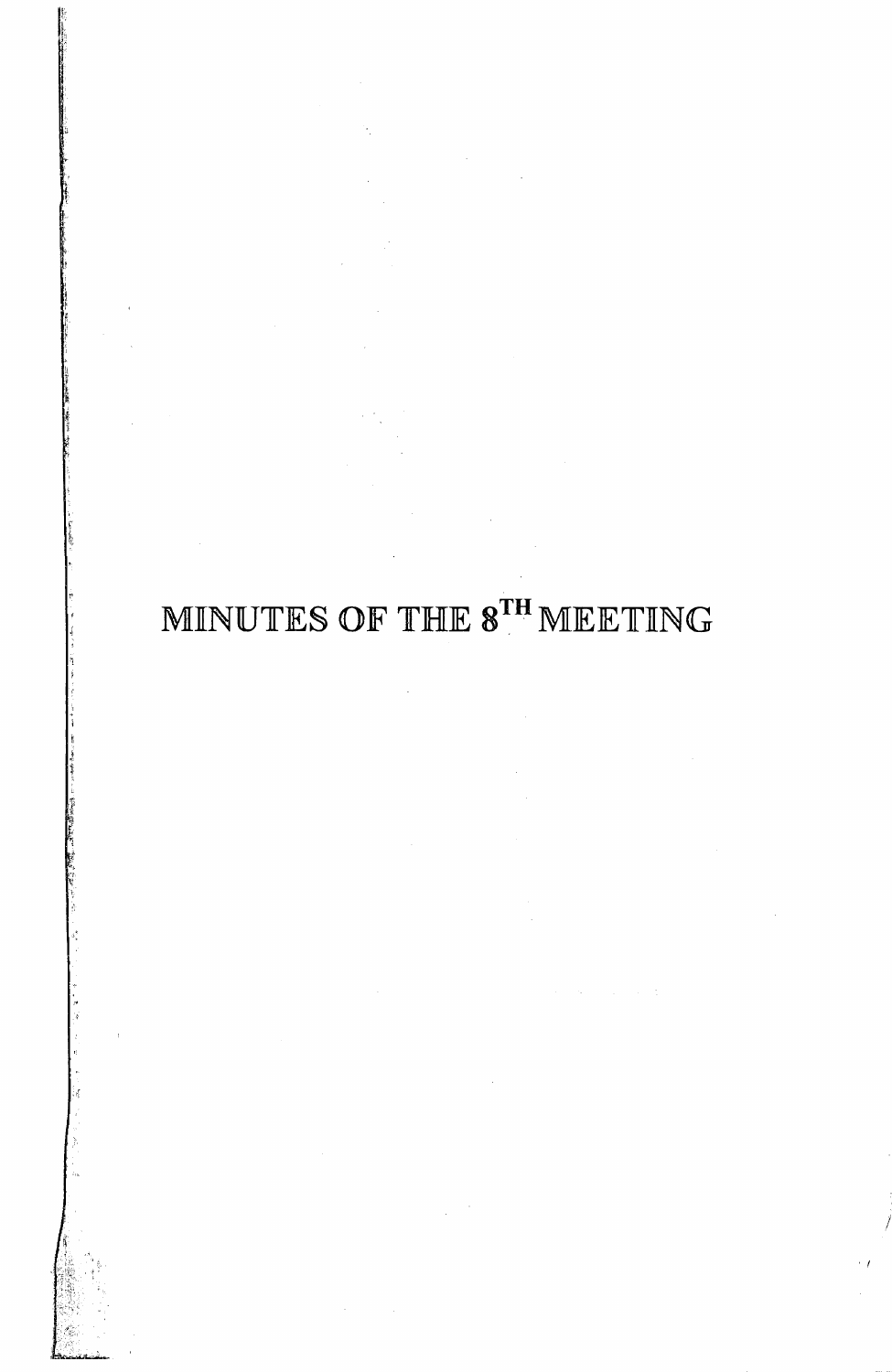# MINUTES OF THE $8^{TH}$ MEETING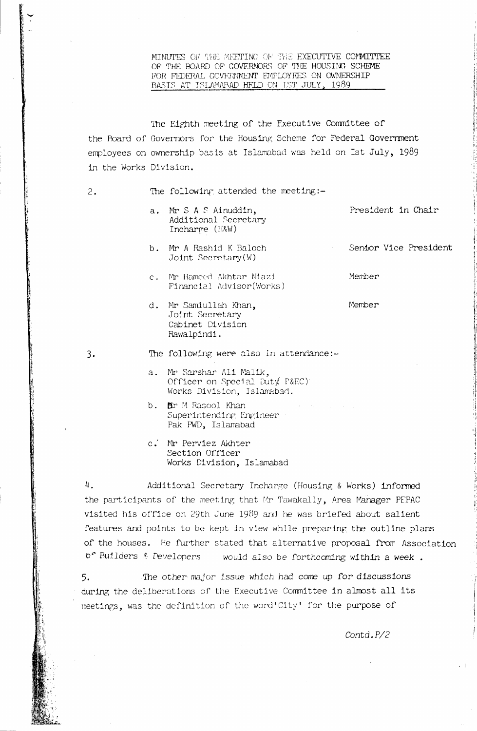MINUTES OF THE MEETING OF THE EXECUTIVE COMMITTEE OF THE BOARD OF GOVERNORS OF THE HOUSING SCHEME FOR FEDERAL GOVERNMENT EMPLOYEES ON OWNERSHIP BASIS AT ISLAMABAD HELD ON IST JULY, 1989

The Eighth meeting of the Executive Committee of the Board of Governors for the Housing Scheme for Federal Government employees on ownership basis at Islamabad was held on Ist July, 1989 in the Works Division.

2. The following attended the meeting:-

a. Mr S A S Ainuddin, Additional Secretary Incharge (H&W) — President in Chair

b. Mr A Rashid K Baloch Joint Secretary(W) — Senior Vice President

c. Mr Hameed Akhtar Niazi Financial Advisor(Works) — Member

d. Mr Samiullah Khan, Joint Secretary Cabinet Division Rawalpindi. — Member

3. The following were also in attendance:-

a. Mr Sarshar Ali Malik, Officer on Special Duty( P&EC) Works Division, Islamabad.

b. Mr M Rasool Khan Superintending Engineer Pak PWD, Islamabad

c. Mr Perviez Akhter Section Officer Works Division, Islamabad

4. Additional Secretary Incharge (Housing & Works) informed the participants of the meeting that Mr Tawakally, Area Manager PEPAC visited his office on 29th June 1989 and he was briefed about salient features and points to be kept in view while preparing the outline plans of the houses. He further stated that alternative proposal from Association of Builders & Developers would also be forthcoming within a week .

5. The other major issue which had come up for discussions during the deliberations of the Executive Committee in almost all its meetings, was the definition of the word'City' for the purpose of

Contd.P/2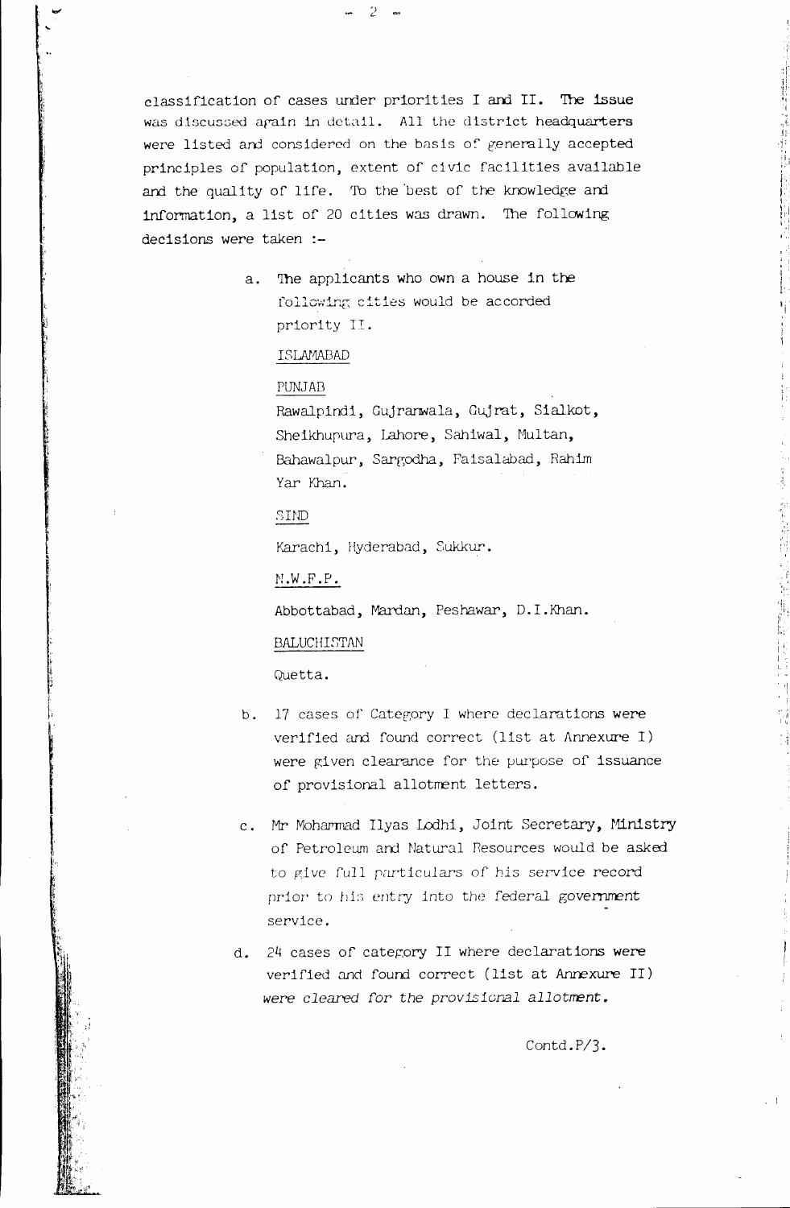classification of cases under priorities I and II. The issue was discussed again in detail. All the district headquarters were listed and considered on the basis of generally accepted principles of population, extent of civic facilities available and the quality of life. To the best of the knowledge and information, a list of 20 cities was drawn. The following decisions were taken :-

a. The applicants who own a house in the following cities would be accorded priority II.

ISLAMABAD

PUNJAB

Rawalpindi, Gujranwala, Gujrat, Sialkot, Sheikhupura, Lahore, Sahiwal, Multan, Bahawalpur, Sargodha, Faisalabad, Rahim Yar Khan.

SIND

Karachi, Hyderabad, Sukkur.

N.W.F.P.

Abbottabad, Mardan, Peshawar, D.I.Khan.

BALUCHISTAN

Quetta.

b. 17 cases of Category I where declarations were verified and found correct (list at Annexure I) were given clearance for the purpose of issuance of provisional allotment letters.

c. Mr Mohammad Ilyas Lodhi, Joint Secretary, Ministry of Petroleum and Natural Resources would be asked to give full particulars of his service record prior to his entry into the federal government service.

d. 24 cases of category II where declarations were verified and found correct (list at Annexure II) were cleared for the provisional allotment.

Contd.P/3.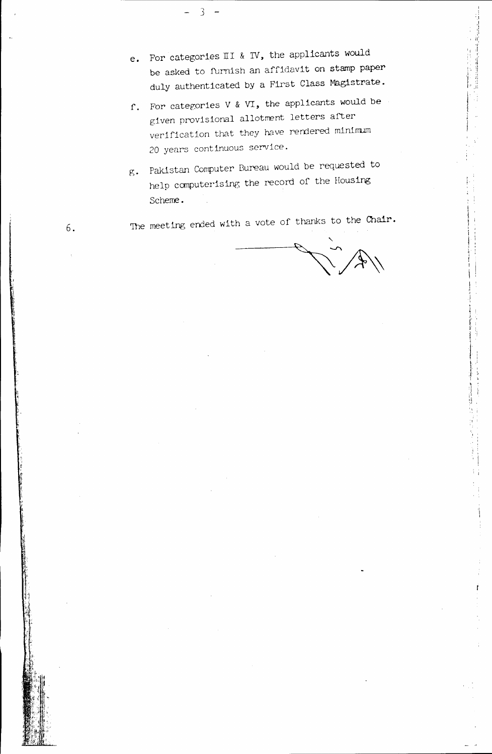e. For categories III & IV, the applicants would be asked to furnish an affidavit on stamp paper duly authenticated by a First Class Magistrate.

f. For categories V & VI, the applicants would be given provisional allotment letters after verification that they have rendered minimum 20 years continuous service.

g. Pakistan Computer Bureau would be requested to help computerising the record of the Housing Scheme.

6. The meeting ended with a vote of thanks to the Chair.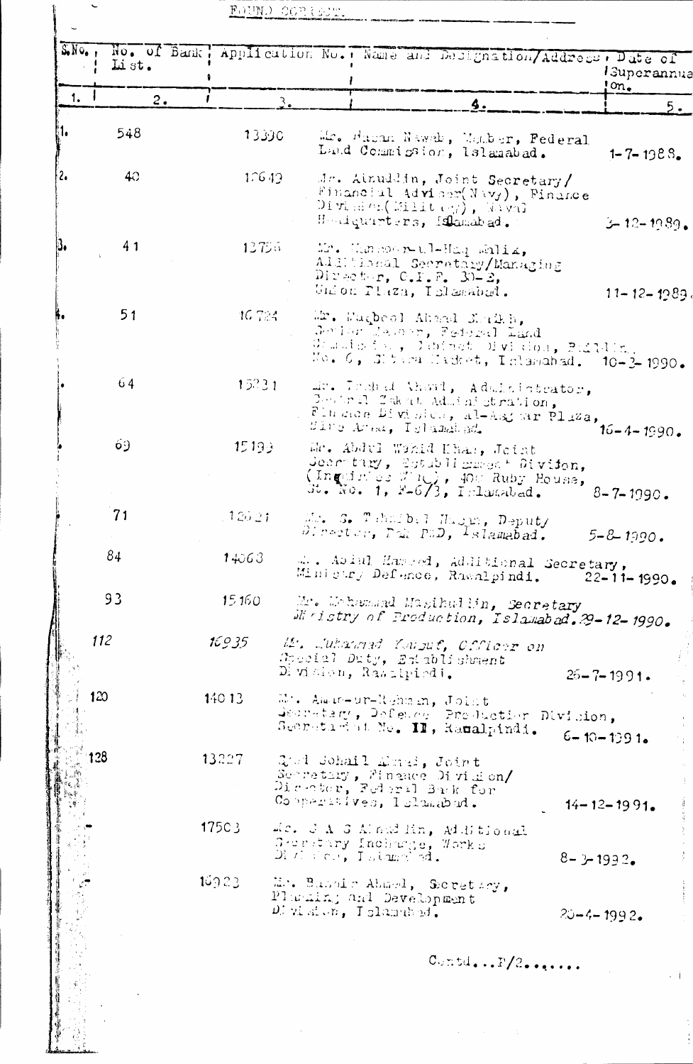FOUND CORRECT.

| S.No. | No. of Bank List. | Application No. | Name and Designation/Address. | Date of Superannuation. |
|---|---|---|---|---|
| 1. | 2. | 3. | 4. | 5. |
| 1. | 548 | 13390 | Mr. Hasan Nawab, Member, Federal Land Commission, Islamabad. | 1-7-1988. |
| 2. | 40 | 17649 | Mr. Ainuddin, Joint Secretary/ Financial Adviser(Navy), Finance Division(Military), Naval Headquarters, Islamabad. | 3-12-1989. |
| 3. | 41 | 13756 | Mr. Manzoor-ul-Haq Malik, Additional Secretary/Managing Director, C.I.F. 30-E, Union Plaza, Islamabad. | 11-12-1989. |
| 4. | 51 | 16784 | Mr. Maqbool Ahmad Sheikh, Senior Member, Federal Land Commission, Cabinet Division, Building No. 6, Sitara Market, Islamabad. | 10-3-1990. |
| . | 64 | 15231 | Mr. Irshad Ahmad, Administrator, Central Zakat Administration, Finance Division, Al-Asghar Plaza, Blue Area, Islamabad. | 16-4-1990. |
| . | 69 | 15193 | Mr. Abdul Wahid Khan, Joint Secretary, Establishment Division, (Inquiries Wing), 400 Ruby House, St. No. 1, F-6/3, Islamabad. | 8-7-1990. |
| | 71 | 12621 | Mr. S. Tahsib-ul Hasan, Deputy Director, Pak PWD, Islamabad. | 5-8-1990. |
| | 84 | 14063 | Mr. Afzal Hameed, Additional Secretary, Ministry Defence, Rawalpindi. | 22-11-1990. |
| | 93 | 15160 | Mr. Mohammad Masihuddin, Secretary Ministry of Production, Islamabad. | 29-12-1990. |
| | 112 | 16935 | Mr. Muhammad Yousuf, Officer on Special Duty, Establishment Division, Rawalpindi. | 25-7-1991. |
| | 120 | 14013 | Mr. Amin-ur-Rehman, Joint Secretary, Defence Production Division, Secretariat No. II, Rawalpindi. | 6-10-1991. |
| | 128 | 13227 | Syed Sohail Ahmad, Joint Secretary, Finance Division/ Director, Federal Bank for Cooperatives, Islamabad. | 14-12-1991. |
| | | 17503 | Mr. S A S Alauddin, Additional Secretary Incharge, Works Division, Islamabad. | 8-3-1992. |
| | | 16923 | Mr. Bashir Ahmad, Secretary, Planning and Development Division, Islamabad. | 20-4-1992. |

Contd...P/2.......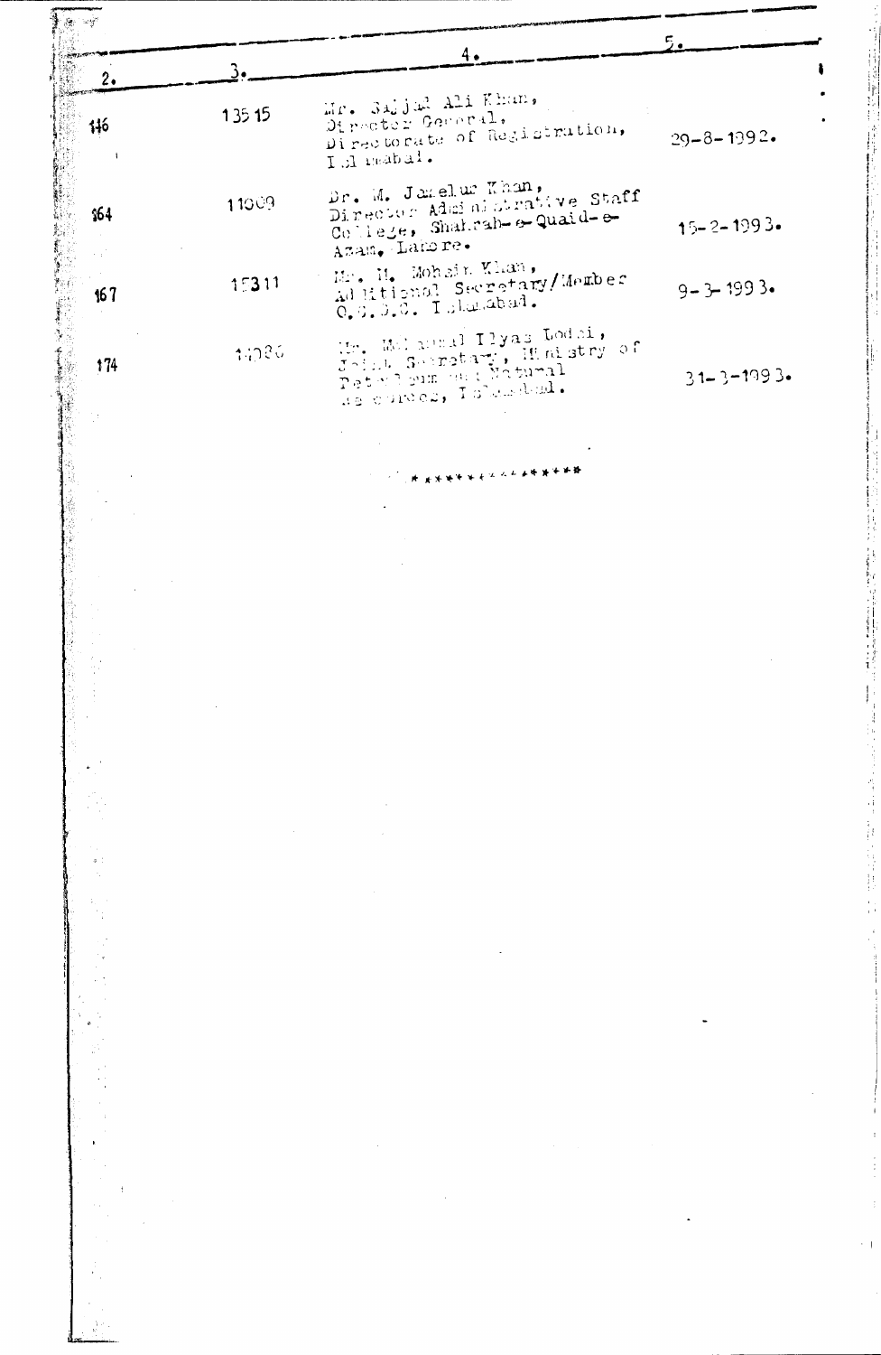| 2. | 3. | 4. | 5. |
|---|---|---|---|
| 146 | 13515 | Mr. Sajjad Ali Khan, Director General, Directorate of Registration, Islamabad. | 29-8-1992. |
| 164 | 11009 | Dr. M. Jamelur Khan, Director Administrative Staff College, Shahrah-e-Quaid-e-Azam, Lahore. | 15-2-1993. |
| 167 | 15311 | Mr. M. Mohsin Khan, Additional Secretary/Member O.G.D.C. Islamabad. | 9-3-1993. |
| 174 | 14086 | Mr. Muhammad Ilyas Lodhi, Joint Secretary, Ministry of Petroleum and Natural Resources, Islamabad. | 31-3-1993. |

****************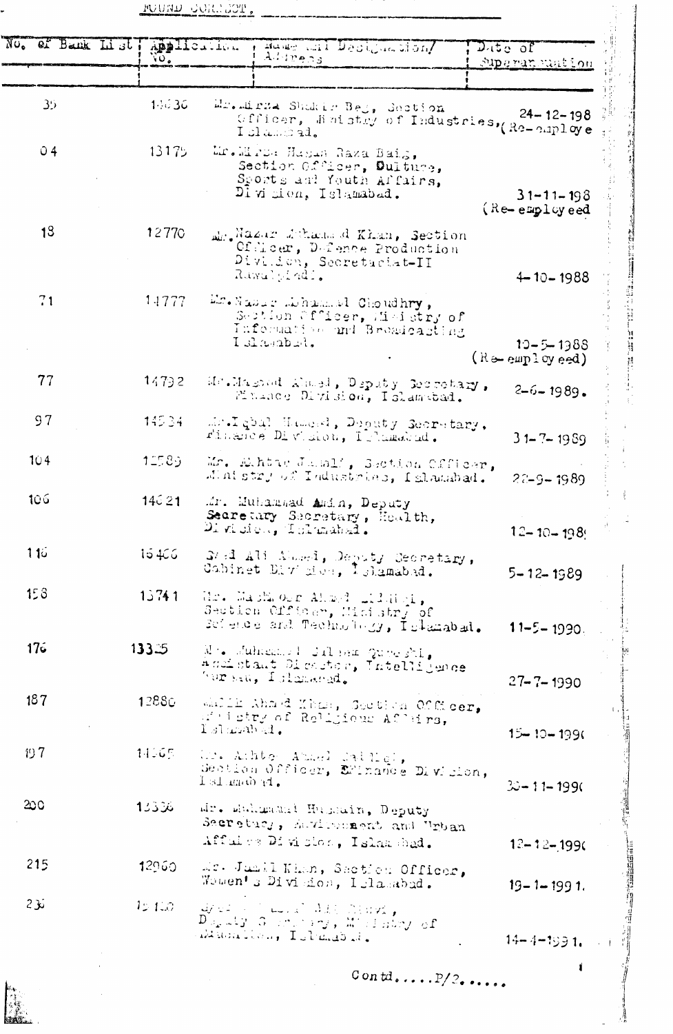FOUND CORRECT.

| No. of Bank List | Application No. | Name and Designation/ Address | Date of Superannuation |
|---|---|---|---|
| 35 | 14636 | Mr. Mirza Shakir Beg, Section Officer, Ministry of Industries, Islamabad. | 24-12-198 (Re-employe |
| 04 | 13175 | Mr. Mirza Hasan Raza Baig, Section Officer, Culture, Sports and Youth Affairs, Division, Islamabad. | 31-11-198 (Re-employeed |
| 18 | 12770 | Mr. Nazar Muhammad Khan, Section Officer, Defence Production Division, Secretariat-II Rawalpindi. | 4-10-1988 |
| 71 | 14777 | Mr. Nazar Muhammad Choudhry, Section Officer, Ministry of Information and Broadcasting Islamabad. | 10-5-1988 (Re-employeed) |
| 77 | 14792 | Mr. Masood Ahmed, Deputy Secretary, Finance Division, Islamabad. | 2-6-1989. |
| 97 | 14534 | Mr. Iqbal Hameed, Deputy Secretary, Finance Division, Islamabad. | 31-7-1989 |
| 104 | 12589 | Mr. Akhtar Jamal, Section Officer, Ministry of Industries, Islamabad. | 22-9-1989 |
| 106 | 14621 | Mr. Muhammad Amin, Deputy Secretary Secretary, Health, Division, Islamabad. | 12-10-198 |
| 116 | 15466 | Syed Ali Ahmed, Deputy Secretary, Cabinet Division, Islamabad. | 5-12-1989 |
| 158 | 13741 | Mr. Mashkoor Ahmed Siddiqi, Section Officer, Ministry of Science and Technology, Islamabad. | 11-5-1990. |
| 176 | 13325 | Mr. Muhammad Jilani Qureshi, Assistant Director, Intelligence Bureau, Islamabad. | 27-7-1990 |
| 187 | 12880 | Malik Ahmed Khan, Section Officer, Ministry of Religious Affairs, Islamabad. | 15-10-199 |
| 197 | 14065 | Mr. Akhtar Ahmed Siddiqi, Section Officer, Finance Division, Islamabad. | 30-11-199 |
| 200 | 13336 | Mr. Muhammad Hussain, Deputy Secretary, Environment and Urban Affairs Division, Islamabad. | 12-12-199 |
| 215 | 12960 | Mr. Jamil Khan, Section Officer, Women's Division, Islamabad. | 19-1-1991. |
| 230 | 12150 | Syed ... Ali Rizvi, Deputy Secretary, Ministry of Education, Islamabad. | 14-4-1991. |

Contd.....P/2.....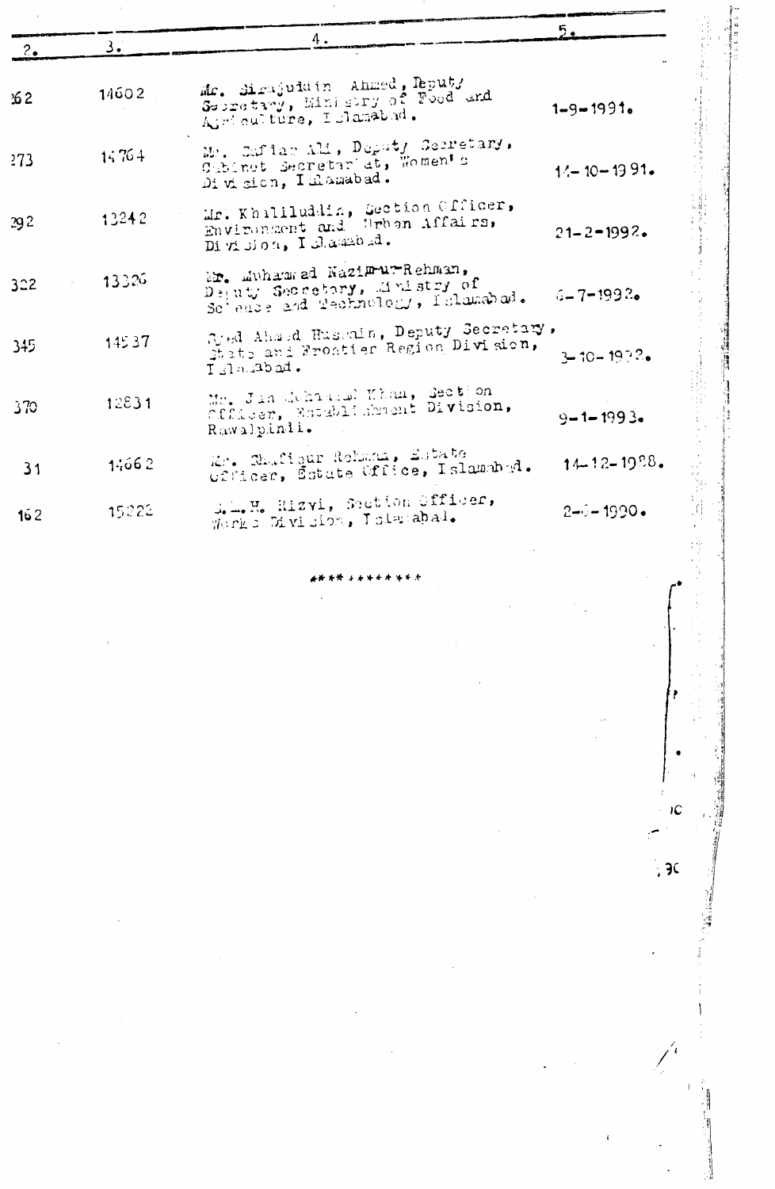| 2. | 3. | 4. | 5. |
|---|---|---|---|
| 262 | 14602 | Mr. Sirajuddin Ahmed, Deputy Secretary, Ministry of Food and Agriculture, Islamabad. | 1-9-1991. |
| 273 | 14764 | Mr. Zafar Ali, Deputy Secretary, Cabinet Secretariat, Women's Division, Islamabad. | 14-10-1991. |
| 292 | 13242 | Mr. Khililuddin, Section Officer, Environment and Urban Affairs, Division, Islamabad. | 21-2-1992. |
| 322 | 13326 | Mr. Muhammad Nazim-ur-Rehman, Deputy Secretary, Ministry of Science and Technology, Islamabad. | 6-7-1992. |
| 345 | 14537 | Syed Ahmad Hussain, Deputy Secretary, State and Frontier Region Division, Islamabad. | 3-10-1992. |
| 370 | 12831 | Mr. Jan Muhammad Khan, Section Officer, Establishment Division, Rawalpindi. | 9-1-1993. |
| 31 | 14662 | Mr. Shafiqur Rehman, Estate Officer, Estate Office, Islamabad. | 14-12-1988. |
| 162 | 15222 | S.M.H. Rizvi, Section Officer, Works Division, Islamabad. | 2-6-1990. |

\*\*\*\* \*\*\*\*\* \*\*\*